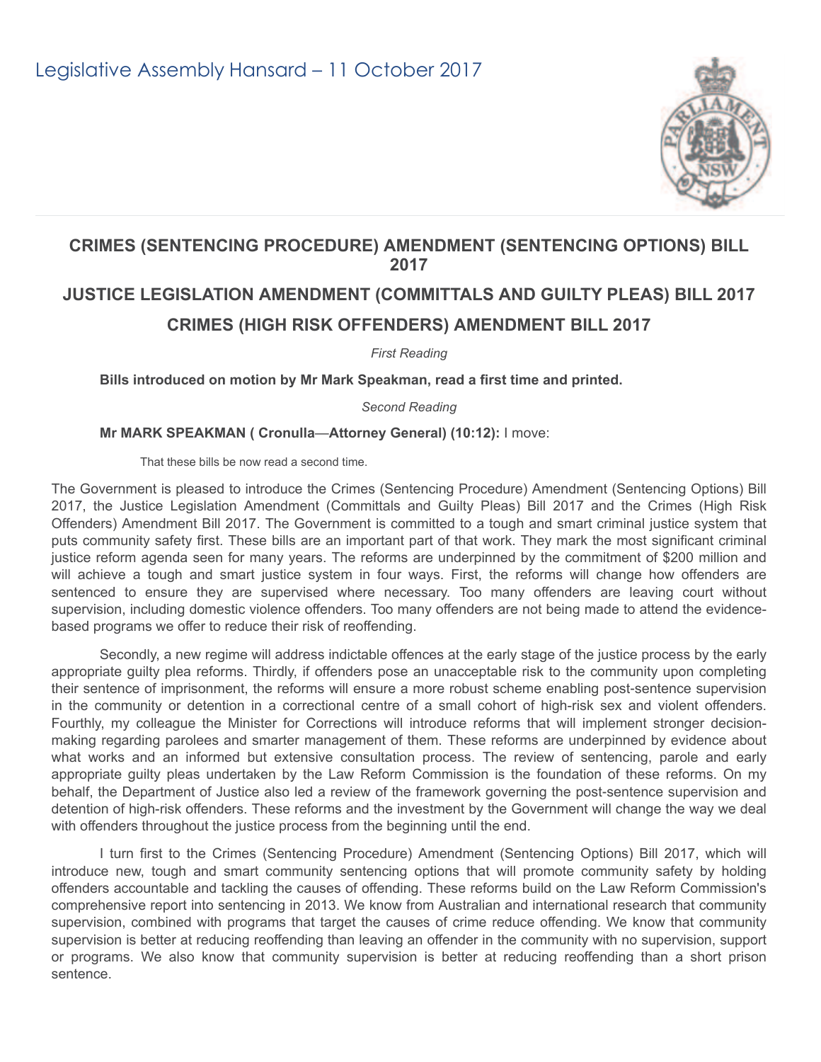Legislative Assembly Hansard – 11 October 2017

## CRIMES (SENTENCING PROCEDURE) AMENDMENT (SENTENCING OPTIONS) BILL 2017

## JUSTICE LEGISLATION AMENDMENT (COMMITTALS AND GUILTY PLEAS) BILL 2017

## CRIMES (HIGH RISK OFFENDERS) AMENDMENT BILL 2017

*First Reading*

**Bills introduced on motion by Mr Mark Speakman, read a first time and printed.**

*Second Reading*

**Mr MARK SPEAKMAN ( Cronulla—Attorney General) (10:12):** I move:

> That these bills be now read a second time.

The Government is pleased to introduce the Crimes (Sentencing Procedure) Amendment (Sentencing Options) Bill 2017, the Justice Legislation Amendment (Committals and Guilty Pleas) Bill 2017 and the Crimes (High Risk Offenders) Amendment Bill 2017. The Government is committed to a tough and smart criminal justice system that puts community safety first. These bills are an important part of that work. They mark the most significant criminal justice reform agenda seen for many years. The reforms are underpinned by the commitment of $200 million and will achieve a tough and smart justice system in four ways. First, the reforms will change how offenders are sentenced to ensure they are supervised where necessary. Too many offenders are leaving court without supervision, including domestic violence offenders. Too many offenders are not being made to attend the evidence-based programs we offer to reduce their risk of reoffending.

Secondly, a new regime will address indictable offences at the early stage of the justice process by the early appropriate guilty plea reforms. Thirdly, if offenders pose an unacceptable risk to the community upon completing their sentence of imprisonment, the reforms will ensure a more robust scheme enabling post-sentence supervision in the community or detention in a correctional centre of a small cohort of high-risk sex and violent offenders. Fourthly, my colleague the Minister for Corrections will introduce reforms that will implement stronger decision-making regarding parolees and smarter management of them. These reforms are underpinned by evidence about what works and an informed but extensive consultation process. The review of sentencing, parole and early appropriate guilty pleas undertaken by the Law Reform Commission is the foundation of these reforms. On my behalf, the Department of Justice also led a review of the framework governing the post-sentence supervision and detention of high-risk offenders. These reforms and the investment by the Government will change the way we deal with offenders throughout the justice process from the beginning until the end.

I turn first to the Crimes (Sentencing Procedure) Amendment (Sentencing Options) Bill 2017, which will introduce new, tough and smart community sentencing options that will promote community safety by holding offenders accountable and tackling the causes of offending. These reforms build on the Law Reform Commission's comprehensive report into sentencing in 2013. We know from Australian and international research that community supervision, combined with programs that target the causes of crime reduce offending. We know that community supervision is better at reducing reoffending than leaving an offender in the community with no supervision, support or programs. We also know that community supervision is better at reducing reoffending than a short prison sentence.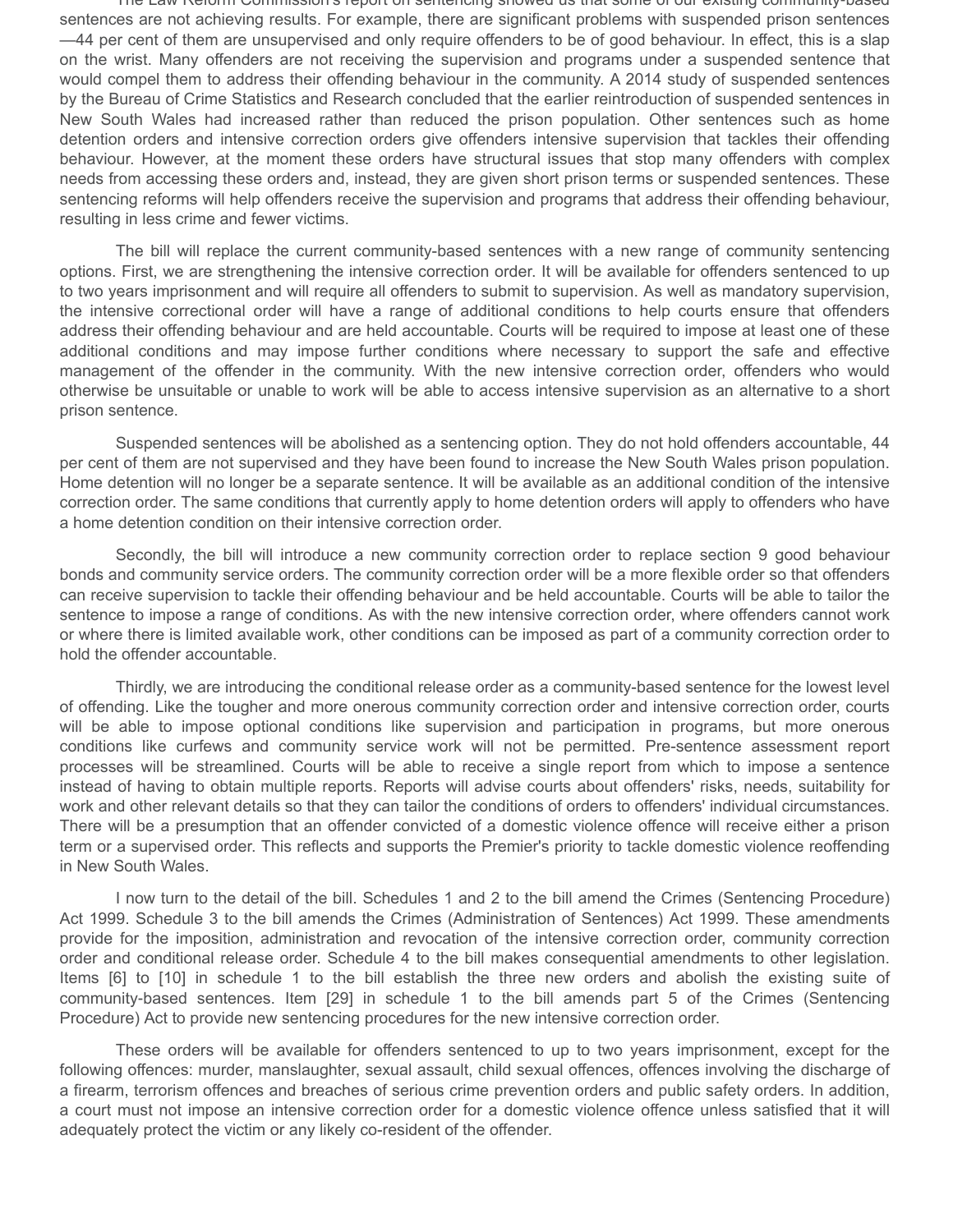The Law Reform Commission's report on sentencing showed us that some of our existing community-based sentences are not achieving results. For example, there are significant problems with suspended prison sentences—44 per cent of them are unsupervised and only require offenders to be of good behaviour. In effect, this is a slap on the wrist. Many offenders are not receiving the supervision and programs under a suspended sentence that would compel them to address their offending behaviour in the community. A 2014 study of suspended sentences by the Bureau of Crime Statistics and Research concluded that the earlier reintroduction of suspended sentences in New South Wales had increased rather than reduced the prison population. Other sentences such as home detention orders and intensive correction orders give offenders intensive supervision that tackles their offending behaviour. However, at the moment these orders have structural issues that stop many offenders with complex needs from accessing these orders and, instead, they are given short prison terms or suspended sentences. These sentencing reforms will help offenders receive the supervision and programs that address their offending behaviour, resulting in less crime and fewer victims.

The bill will replace the current community-based sentences with a new range of community sentencing options. First, we are strengthening the intensive correction order. It will be available for offenders sentenced to up to two years imprisonment and will require all offenders to submit to supervision. As well as mandatory supervision, the intensive correctional order will have a range of additional conditions to help courts ensure that offenders address their offending behaviour and are held accountable. Courts will be required to impose at least one of these additional conditions and may impose further conditions where necessary to support the safe and effective management of the offender in the community. With the new intensive correction order, offenders who would otherwise be unsuitable or unable to work will be able to access intensive supervision as an alternative to a short prison sentence.

Suspended sentences will be abolished as a sentencing option. They do not hold offenders accountable, 44 per cent of them are not supervised and they have been found to increase the New South Wales prison population. Home detention will no longer be a separate sentence. It will be available as an additional condition of the intensive correction order. The same conditions that currently apply to home detention orders will apply to offenders who have a home detention condition on their intensive correction order.

Secondly, the bill will introduce a new community correction order to replace section 9 good behaviour bonds and community service orders. The community correction order will be a more flexible order so that offenders can receive supervision to tackle their offending behaviour and be held accountable. Courts will be able to tailor the sentence to impose a range of conditions. As with the new intensive correction order, where offenders cannot work or where there is limited available work, other conditions can be imposed as part of a community correction order to hold the offender accountable.

Thirdly, we are introducing the conditional release order as a community-based sentence for the lowest level of offending. Like the tougher and more onerous community correction order and intensive correction order, courts will be able to impose optional conditions like supervision and participation in programs, but more onerous conditions like curfews and community service work will not be permitted. Pre-sentence assessment report processes will be streamlined. Courts will be able to receive a single report from which to impose a sentence instead of having to obtain multiple reports. Reports will advise courts about offenders' risks, needs, suitability for work and other relevant details so that they can tailor the conditions of orders to offenders' individual circumstances. There will be a presumption that an offender convicted of a domestic violence offence will receive either a prison term or a supervised order. This reflects and supports the Premier's priority to tackle domestic violence reoffending in New South Wales.

I now turn to the detail of the bill. Schedules 1 and 2 to the bill amend the Crimes (Sentencing Procedure) Act 1999. Schedule 3 to the bill amends the Crimes (Administration of Sentences) Act 1999. These amendments provide for the imposition, administration and revocation of the intensive correction order, community correction order and conditional release order. Schedule 4 to the bill makes consequential amendments to other legislation. Items [6] to [10] in schedule 1 to the bill establish the three new orders and abolish the existing suite of community-based sentences. Item [29] in schedule 1 to the bill amends part 5 of the Crimes (Sentencing Procedure) Act to provide new sentencing procedures for the new intensive correction order.

These orders will be available for offenders sentenced to up to two years imprisonment, except for the following offences: murder, manslaughter, sexual assault, child sexual offences, offences involving the discharge of a firearm, terrorism offences and breaches of serious crime prevention orders and public safety orders. In addition, a court must not impose an intensive correction order for a domestic violence offence unless satisfied that it will adequately protect the victim or any likely co-resident of the offender.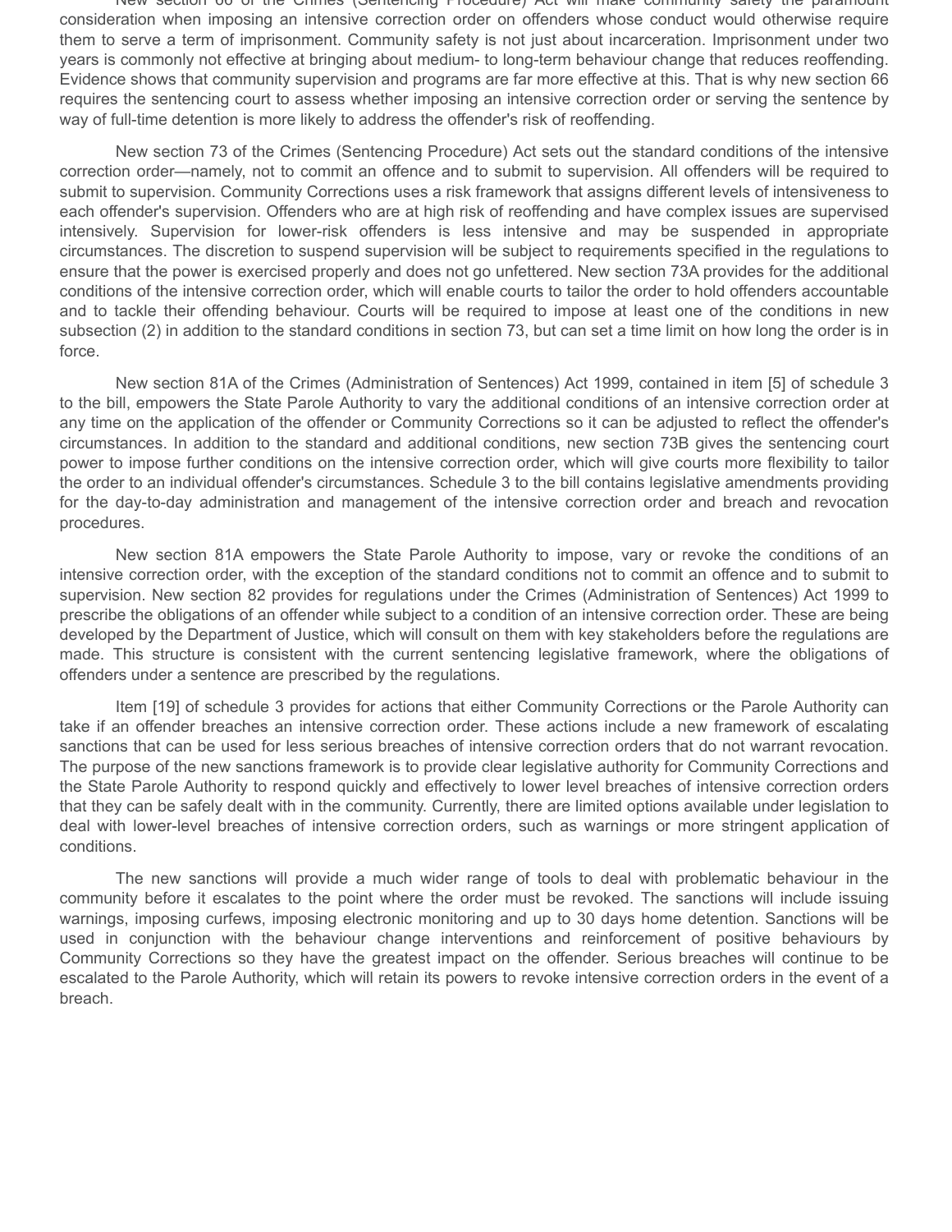New section 66 of the Crimes (Sentencing Procedure) Act will make community safety the paramount consideration when imposing an intensive correction order on offenders whose conduct would otherwise require them to serve a term of imprisonment. Community safety is not just about incarceration. Imprisonment under two years is commonly not effective at bringing about medium- to long-term behaviour change that reduces reoffending. Evidence shows that community supervision and programs are far more effective at this. That is why new section 66 requires the sentencing court to assess whether imposing an intensive correction order or serving the sentence by way of full-time detention is more likely to address the offender's risk of reoffending.

New section 73 of the Crimes (Sentencing Procedure) Act sets out the standard conditions of the intensive correction order—namely, not to commit an offence and to submit to supervision. All offenders will be required to submit to supervision. Community Corrections uses a risk framework that assigns different levels of intensiveness to each offender's supervision. Offenders who are at high risk of reoffending and have complex issues are supervised intensively. Supervision for lower-risk offenders is less intensive and may be suspended in appropriate circumstances. The discretion to suspend supervision will be subject to requirements specified in the regulations to ensure that the power is exercised properly and does not go unfettered. New section 73A provides for the additional conditions of the intensive correction order, which will enable courts to tailor the order to hold offenders accountable and to tackle their offending behaviour. Courts will be required to impose at least one of the conditions in new subsection (2) in addition to the standard conditions in section 73, but can set a time limit on how long the order is in force.

New section 81A of the Crimes (Administration of Sentences) Act 1999, contained in item [5] of schedule 3 to the bill, empowers the State Parole Authority to vary the additional conditions of an intensive correction order at any time on the application of the offender or Community Corrections so it can be adjusted to reflect the offender's circumstances. In addition to the standard and additional conditions, new section 73B gives the sentencing court power to impose further conditions on the intensive correction order, which will give courts more flexibility to tailor the order to an individual offender's circumstances. Schedule 3 to the bill contains legislative amendments providing for the day-to-day administration and management of the intensive correction order and breach and revocation procedures.

New section 81A empowers the State Parole Authority to impose, vary or revoke the conditions of an intensive correction order, with the exception of the standard conditions not to commit an offence and to submit to supervision. New section 82 provides for regulations under the Crimes (Administration of Sentences) Act 1999 to prescribe the obligations of an offender while subject to a condition of an intensive correction order. These are being developed by the Department of Justice, which will consult on them with key stakeholders before the regulations are made. This structure is consistent with the current sentencing legislative framework, where the obligations of offenders under a sentence are prescribed by the regulations.

Item [19] of schedule 3 provides for actions that either Community Corrections or the Parole Authority can take if an offender breaches an intensive correction order. These actions include a new framework of escalating sanctions that can be used for less serious breaches of intensive correction orders that do not warrant revocation. The purpose of the new sanctions framework is to provide clear legislative authority for Community Corrections and the State Parole Authority to respond quickly and effectively to lower level breaches of intensive correction orders that they can be safely dealt with in the community. Currently, there are limited options available under legislation to deal with lower-level breaches of intensive correction orders, such as warnings or more stringent application of conditions.

The new sanctions will provide a much wider range of tools to deal with problematic behaviour in the community before it escalates to the point where the order must be revoked. The sanctions will include issuing warnings, imposing curfews, imposing electronic monitoring and up to 30 days home detention. Sanctions will be used in conjunction with the behaviour change interventions and reinforcement of positive behaviours by Community Corrections so they have the greatest impact on the offender. Serious breaches will continue to be escalated to the Parole Authority, which will retain its powers to revoke intensive correction orders in the event of a breach.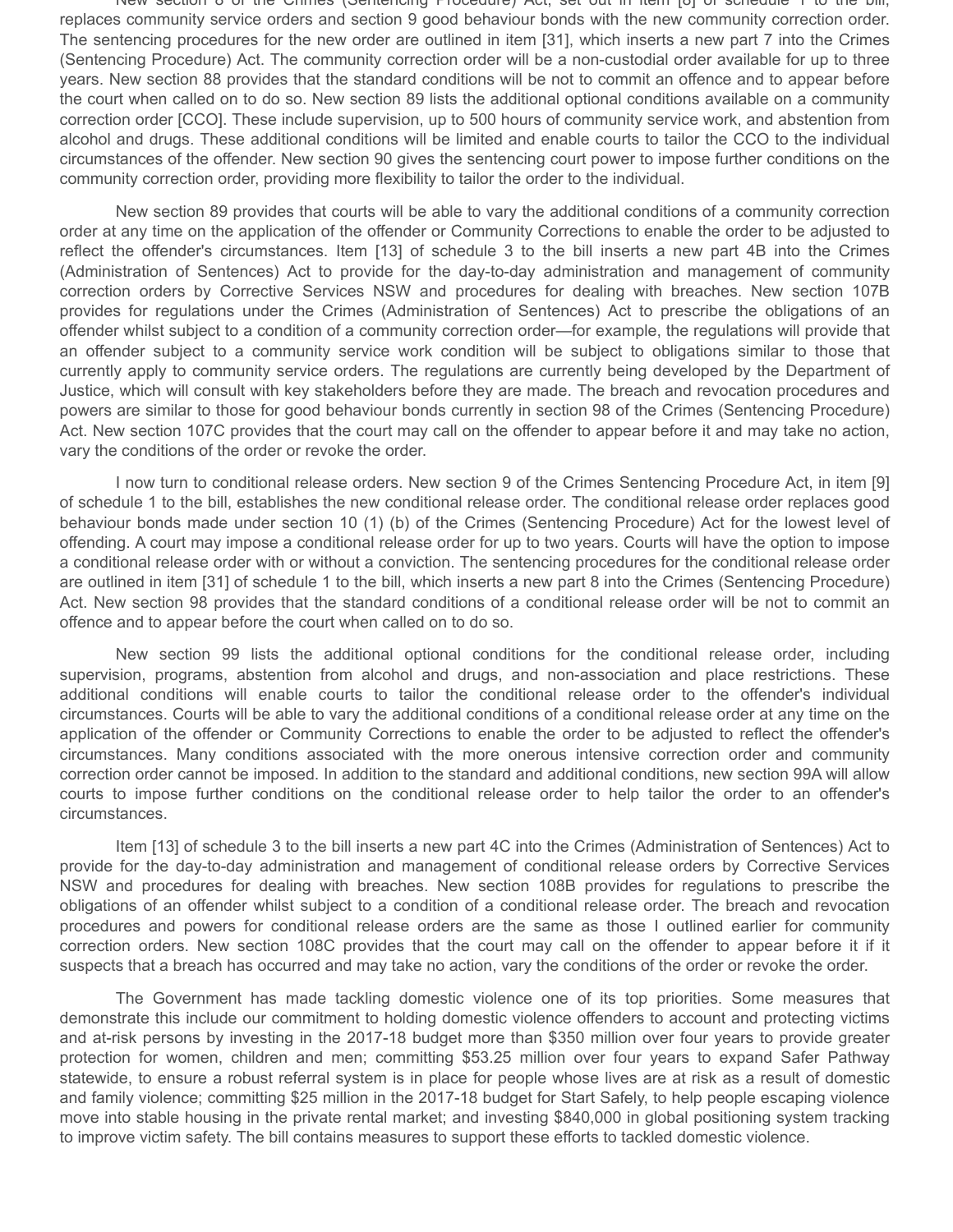New section 8 of the Crimes (Sentencing Procedure) Act, set out in item [8] of schedule 1 to the bill, replaces community service orders and section 9 good behaviour bonds with the new community correction order. The sentencing procedures for the new order are outlined in item [31], which inserts a new part 7 into the Crimes (Sentencing Procedure) Act. The community correction order will be a non-custodial order available for up to three years. New section 88 provides that the standard conditions will be not to commit an offence and to appear before the court when called on to do so. New section 89 lists the additional optional conditions available on a community correction order [CCO]. These include supervision, up to 500 hours of community service work, and abstention from alcohol and drugs. These additional conditions will be limited and enable courts to tailor the CCO to the individual circumstances of the offender. New section 90 gives the sentencing court power to impose further conditions on the community correction order, providing more flexibility to tailor the order to the individual.

New section 89 provides that courts will be able to vary the additional conditions of a community correction order at any time on the application of the offender or Community Corrections to enable the order to be adjusted to reflect the offender's circumstances. Item [13] of schedule 3 to the bill inserts a new part 4B into the Crimes (Administration of Sentences) Act to provide for the day-to-day administration and management of community correction orders by Corrective Services NSW and procedures for dealing with breaches. New section 107B provides for regulations under the Crimes (Administration of Sentences) Act to prescribe the obligations of an offender whilst subject to a condition of a community correction order—for example, the regulations will provide that an offender subject to a community service work condition will be subject to obligations similar to those that currently apply to community service orders. The regulations are currently being developed by the Department of Justice, which will consult with key stakeholders before they are made. The breach and revocation procedures and powers are similar to those for good behaviour bonds currently in section 98 of the Crimes (Sentencing Procedure) Act. New section 107C provides that the court may call on the offender to appear before it and may take no action, vary the conditions of the order or revoke the order.

I now turn to conditional release orders. New section 9 of the Crimes Sentencing Procedure Act, in item [9] of schedule 1 to the bill, establishes the new conditional release order. The conditional release order replaces good behaviour bonds made under section 10 (1) (b) of the Crimes (Sentencing Procedure) Act for the lowest level of offending. A court may impose a conditional release order for up to two years. Courts will have the option to impose a conditional release order with or without a conviction. The sentencing procedures for the conditional release order are outlined in item [31] of schedule 1 to the bill, which inserts a new part 8 into the Crimes (Sentencing Procedure) Act. New section 98 provides that the standard conditions of a conditional release order will be not to commit an offence and to appear before the court when called on to do so.

New section 99 lists the additional optional conditions for the conditional release order, including supervision, programs, abstention from alcohol and drugs, and non-association and place restrictions. These additional conditions will enable courts to tailor the conditional release order to the offender's individual circumstances. Courts will be able to vary the additional conditions of a conditional release order at any time on the application of the offender or Community Corrections to enable the order to be adjusted to reflect the offender's circumstances. Many conditions associated with the more onerous intensive correction order and community correction order cannot be imposed. In addition to the standard and additional conditions, new section 99A will allow courts to impose further conditions on the conditional release order to help tailor the order to an offender's circumstances.

Item [13] of schedule 3 to the bill inserts a new part 4C into the Crimes (Administration of Sentences) Act to provide for the day-to-day administration and management of conditional release orders by Corrective Services NSW and procedures for dealing with breaches. New section 108B provides for regulations to prescribe the obligations of an offender whilst subject to a condition of a conditional release order. The breach and revocation procedures and powers for conditional release orders are the same as those I outlined earlier for community correction orders. New section 108C provides that the court may call on the offender to appear before it if it suspects that a breach has occurred and may take no action, vary the conditions of the order or revoke the order.

The Government has made tackling domestic violence one of its top priorities. Some measures that demonstrate this include our commitment to holding domestic violence offenders to account and protecting victims and at-risk persons by investing in the 2017-18 budget more than $350 million over four years to provide greater protection for women, children and men; committing $53.25 million over four years to expand Safer Pathway statewide, to ensure a robust referral system is in place for people whose lives are at risk as a result of domestic and family violence; committing $25 million in the 2017-18 budget for Start Safely, to help people escaping violence move into stable housing in the private rental market; and investing $840,000 in global positioning system tracking to improve victim safety. The bill contains measures to support these efforts to tackled domestic violence.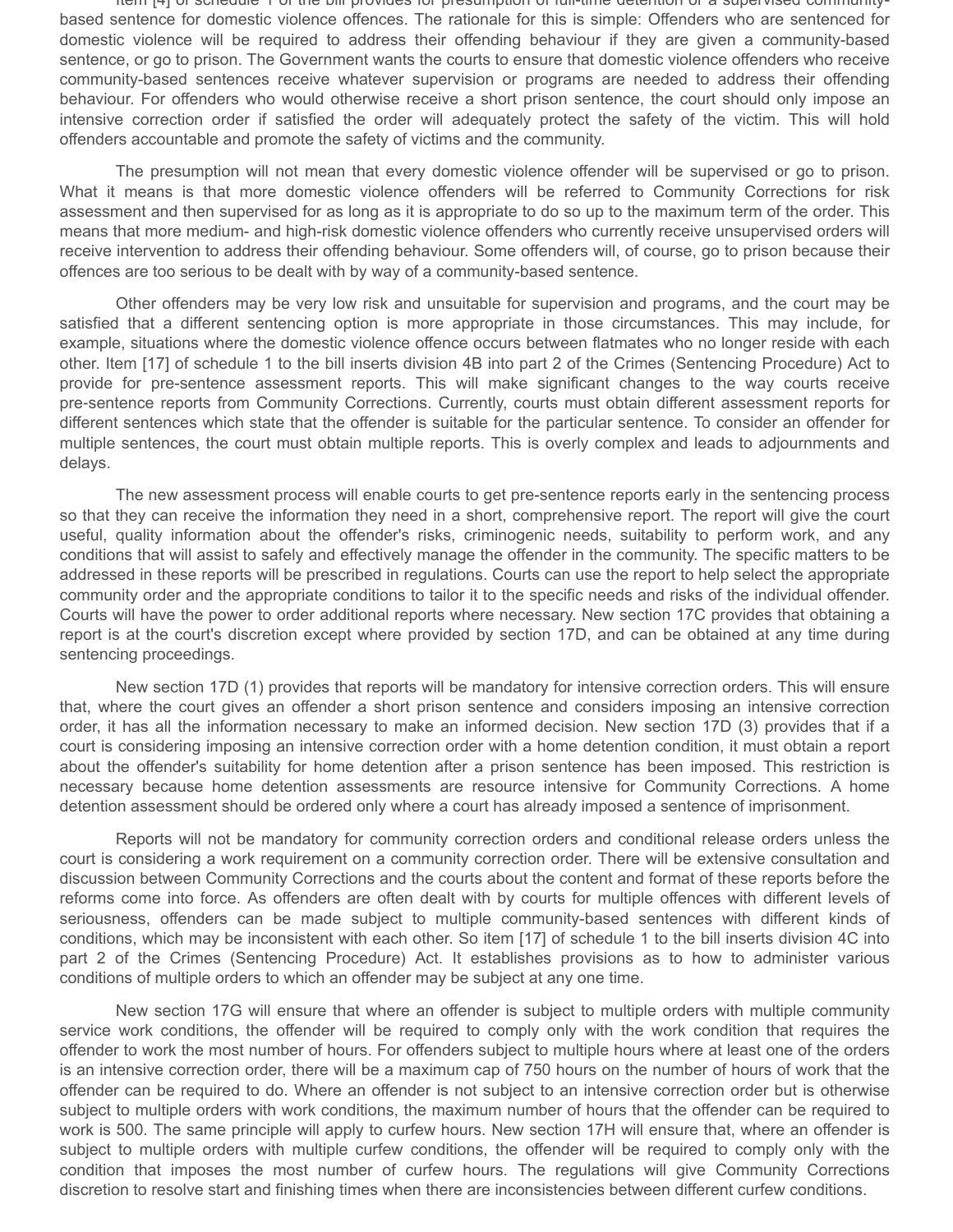Item [4] of schedule 1 of the bill provides for presumption of full-time detention or a supervised community-based sentence for domestic violence offences. The rationale for this is simple: Offenders who are sentenced for domestic violence will be required to address their offending behaviour if they are given a community-based sentence, or go to prison. The Government wants the courts to ensure that domestic violence offenders who receive community-based sentences receive whatever supervision or programs are needed to address their offending behaviour. For offenders who would otherwise receive a short prison sentence, the court should only impose an intensive correction order if satisfied the order will adequately protect the safety of the victim. This will hold offenders accountable and promote the safety of victims and the community.

The presumption will not mean that every domestic violence offender will be supervised or go to prison. What it means is that more domestic violence offenders will be referred to Community Corrections for risk assessment and then supervised for as long as it is appropriate to do so up to the maximum term of the order. This means that more medium- and high-risk domestic violence offenders who currently receive unsupervised orders will receive intervention to address their offending behaviour. Some offenders will, of course, go to prison because their offences are too serious to be dealt with by way of a community-based sentence.

Other offenders may be very low risk and unsuitable for supervision and programs, and the court may be satisfied that a different sentencing option is more appropriate in those circumstances. This may include, for example, situations where the domestic violence offence occurs between flatmates who no longer reside with each other. Item [17] of schedule 1 to the bill inserts division 4B into part 2 of the Crimes (Sentencing Procedure) Act to provide for pre-sentence assessment reports. This will make significant changes to the way courts receive pre-sentence reports from Community Corrections. Currently, courts must obtain different assessment reports for different sentences which state that the offender is suitable for the particular sentence. To consider an offender for multiple sentences, the court must obtain multiple reports. This is overly complex and leads to adjournments and delays.

The new assessment process will enable courts to get pre-sentence reports early in the sentencing process so that they can receive the information they need in a short, comprehensive report. The report will give the court useful, quality information about the offender's risks, criminogenic needs, suitability to perform work, and any conditions that will assist to safely and effectively manage the offender in the community. The specific matters to be addressed in these reports will be prescribed in regulations. Courts can use the report to help select the appropriate community order and the appropriate conditions to tailor it to the specific needs and risks of the individual offender. Courts will have the power to order additional reports where necessary. New section 17C provides that obtaining a report is at the court's discretion except where provided by section 17D, and can be obtained at any time during sentencing proceedings.

New section 17D (1) provides that reports will be mandatory for intensive correction orders. This will ensure that, where the court gives an offender a short prison sentence and considers imposing an intensive correction order, it has all the information necessary to make an informed decision. New section 17D (3) provides that if a court is considering imposing an intensive correction order with a home detention condition, it must obtain a report about the offender's suitability for home detention after a prison sentence has been imposed. This restriction is necessary because home detention assessments are resource intensive for Community Corrections. A home detention assessment should be ordered only where a court has already imposed a sentence of imprisonment.

Reports will not be mandatory for community correction orders and conditional release orders unless the court is considering a work requirement on a community correction order. There will be extensive consultation and discussion between Community Corrections and the courts about the content and format of these reports before the reforms come into force. As offenders are often dealt with by courts for multiple offences with different levels of seriousness, offenders can be made subject to multiple community-based sentences with different kinds of conditions, which may be inconsistent with each other. So item [17] of schedule 1 to the bill inserts division 4C into part 2 of the Crimes (Sentencing Procedure) Act. It establishes provisions as to how to administer various conditions of multiple orders to which an offender may be subject at any one time.

New section 17G will ensure that where an offender is subject to multiple orders with multiple community service work conditions, the offender will be required to comply only with the work condition that requires the offender to work the most number of hours. For offenders subject to multiple hours where at least one of the orders is an intensive correction order, there will be a maximum cap of 750 hours on the number of hours of work that the offender can be required to do. Where an offender is not subject to an intensive correction order but is otherwise subject to multiple orders with work conditions, the maximum number of hours that the offender can be required to work is 500. The same principle will apply to curfew hours. New section 17H will ensure that, where an offender is subject to multiple orders with multiple curfew conditions, the offender will be required to comply only with the condition that imposes the most number of curfew hours. The regulations will give Community Corrections discretion to resolve start and finishing times when there are inconsistencies between different curfew conditions.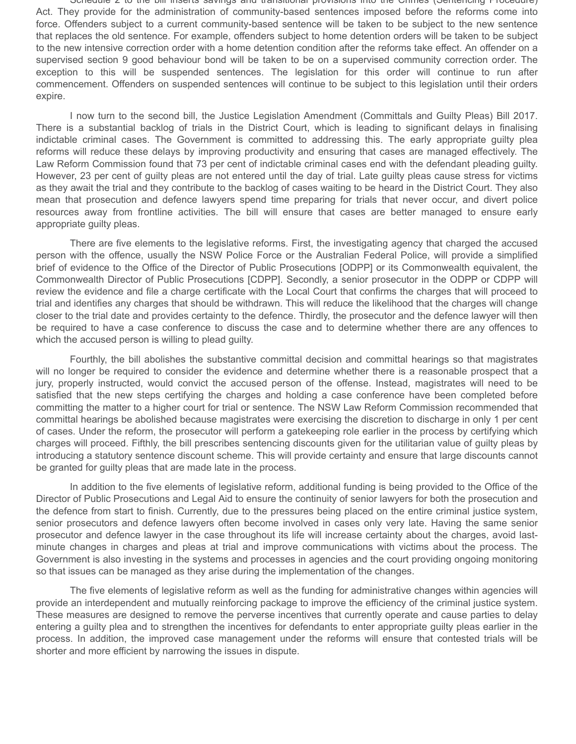Schedule 2 to the bill inserts savings and transitional provisions into the Crimes (Sentencing Procedure) Act. They provide for the administration of community-based sentences imposed before the reforms come into force. Offenders subject to a current community-based sentence will be taken to be subject to the new sentence that replaces the old sentence. For example, offenders subject to home detention orders will be taken to be subject to the new intensive correction order with a home detention condition after the reforms take effect. An offender on a supervised section 9 good behaviour bond will be taken to be on a supervised community correction order. The exception to this will be suspended sentences. The legislation for this order will continue to run after commencement. Offenders on suspended sentences will continue to be subject to this legislation until their orders expire.

I now turn to the second bill, the Justice Legislation Amendment (Committals and Guilty Pleas) Bill 2017. There is a substantial backlog of trials in the District Court, which is leading to significant delays in finalising indictable criminal cases. The Government is committed to addressing this. The early appropriate guilty plea reforms will reduce these delays by improving productivity and ensuring that cases are managed effectively. The Law Reform Commission found that 73 per cent of indictable criminal cases end with the defendant pleading guilty. However, 23 per cent of guilty pleas are not entered until the day of trial. Late guilty pleas cause stress for victims as they await the trial and they contribute to the backlog of cases waiting to be heard in the District Court. They also mean that prosecution and defence lawyers spend time preparing for trials that never occur, and divert police resources away from frontline activities. The bill will ensure that cases are better managed to ensure early appropriate guilty pleas.

There are five elements to the legislative reforms. First, the investigating agency that charged the accused person with the offence, usually the NSW Police Force or the Australian Federal Police, will provide a simplified brief of evidence to the Office of the Director of Public Prosecutions [ODPP] or its Commonwealth equivalent, the Commonwealth Director of Public Prosecutions [CDPP]. Secondly, a senior prosecutor in the ODPP or CDPP will review the evidence and file a charge certificate with the Local Court that confirms the charges that will proceed to trial and identifies any charges that should be withdrawn. This will reduce the likelihood that the charges will change closer to the trial date and provides certainty to the defence. Thirdly, the prosecutor and the defence lawyer will then be required to have a case conference to discuss the case and to determine whether there are any offences to which the accused person is willing to plead guilty.

Fourthly, the bill abolishes the substantive committal decision and committal hearings so that magistrates will no longer be required to consider the evidence and determine whether there is a reasonable prospect that a jury, properly instructed, would convict the accused person of the offense. Instead, magistrates will need to be satisfied that the new steps certifying the charges and holding a case conference have been completed before committing the matter to a higher court for trial or sentence. The NSW Law Reform Commission recommended that committal hearings be abolished because magistrates were exercising the discretion to discharge in only 1 per cent of cases. Under the reform, the prosecutor will perform a gatekeeping role earlier in the process by certifying which charges will proceed. Fifthly, the bill prescribes sentencing discounts given for the utilitarian value of guilty pleas by introducing a statutory sentence discount scheme. This will provide certainty and ensure that large discounts cannot be granted for guilty pleas that are made late in the process.

In addition to the five elements of legislative reform, additional funding is being provided to the Office of the Director of Public Prosecutions and Legal Aid to ensure the continuity of senior lawyers for both the prosecution and the defence from start to finish. Currently, due to the pressures being placed on the entire criminal justice system, senior prosecutors and defence lawyers often become involved in cases only very late. Having the same senior prosecutor and defence lawyer in the case throughout its life will increase certainty about the charges, avoid last-minute changes in charges and pleas at trial and improve communications with victims about the process. The Government is also investing in the systems and processes in agencies and the court providing ongoing monitoring so that issues can be managed as they arise during the implementation of the changes.

The five elements of legislative reform as well as the funding for administrative changes within agencies will provide an interdependent and mutually reinforcing package to improve the efficiency of the criminal justice system. These measures are designed to remove the perverse incentives that currently operate and cause parties to delay entering a guilty plea and to strengthen the incentives for defendants to enter appropriate guilty pleas earlier in the process. In addition, the improved case management under the reforms will ensure that contested trials will be shorter and more efficient by narrowing the issues in dispute.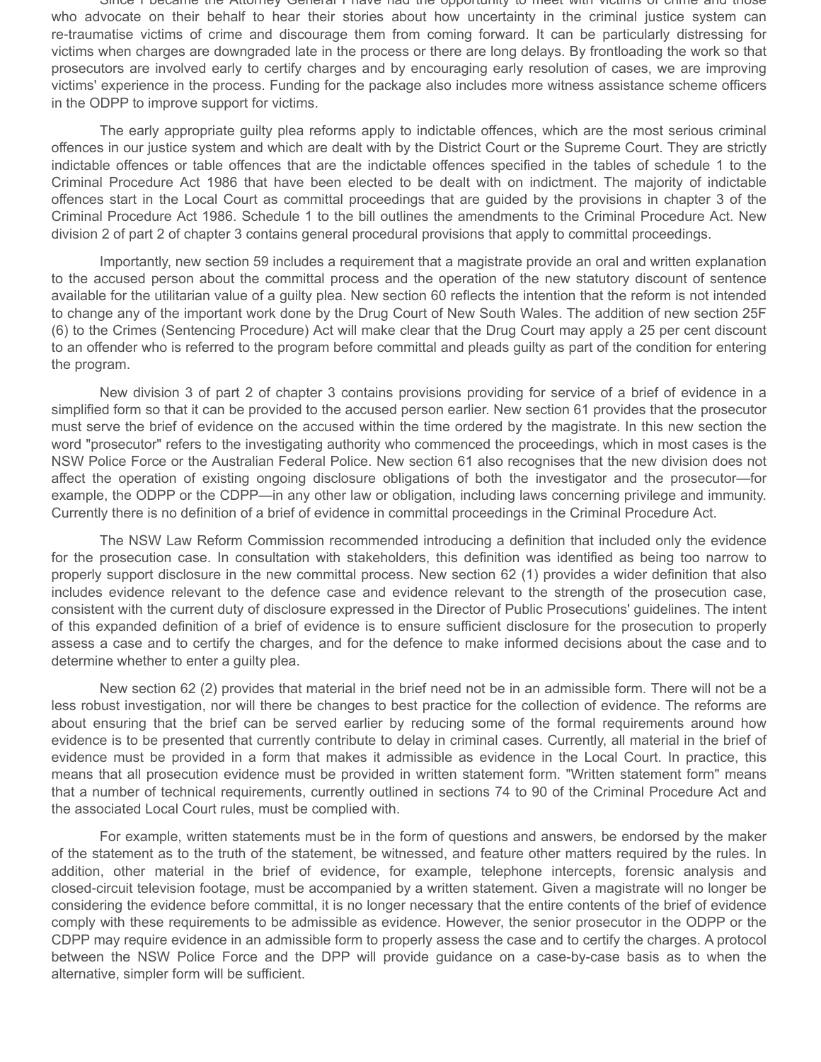Since I became the Attorney General I have had the opportunity to meet with victims of crime and those who advocate on their behalf to hear their stories about how uncertainty in the criminal justice system can re-traumatise victims of crime and discourage them from coming forward. It can be particularly distressing for victims when charges are downgraded late in the process or there are long delays. By frontloading the work so that prosecutors are involved early to certify charges and by encouraging early resolution of cases, we are improving victims' experience in the process. Funding for the package also includes more witness assistance scheme officers in the ODPP to improve support for victims.

The early appropriate guilty plea reforms apply to indictable offences, which are the most serious criminal offences in our justice system and which are dealt with by the District Court or the Supreme Court. They are strictly indictable offences or table offences that are the indictable offences specified in the tables of schedule 1 to the Criminal Procedure Act 1986 that have been elected to be dealt with on indictment. The majority of indictable offences start in the Local Court as committal proceedings that are guided by the provisions in chapter 3 of the Criminal Procedure Act 1986. Schedule 1 to the bill outlines the amendments to the Criminal Procedure Act. New division 2 of part 2 of chapter 3 contains general procedural provisions that apply to committal proceedings.

Importantly, new section 59 includes a requirement that a magistrate provide an oral and written explanation to the accused person about the committal process and the operation of the new statutory discount of sentence available for the utilitarian value of a guilty plea. New section 60 reflects the intention that the reform is not intended to change any of the important work done by the Drug Court of New South Wales. The addition of new section 25F (6) to the Crimes (Sentencing Procedure) Act will make clear that the Drug Court may apply a 25 per cent discount to an offender who is referred to the program before committal and pleads guilty as part of the condition for entering the program.

New division 3 of part 2 of chapter 3 contains provisions providing for service of a brief of evidence in a simplified form so that it can be provided to the accused person earlier. New section 61 provides that the prosecutor must serve the brief of evidence on the accused within the time ordered by the magistrate. In this new section the word "prosecutor" refers to the investigating authority who commenced the proceedings, which in most cases is the NSW Police Force or the Australian Federal Police. New section 61 also recognises that the new division does not affect the operation of existing ongoing disclosure obligations of both the investigator and the prosecutor—for example, the ODPP or the CDPP—in any other law or obligation, including laws concerning privilege and immunity. Currently there is no definition of a brief of evidence in committal proceedings in the Criminal Procedure Act.

The NSW Law Reform Commission recommended introducing a definition that included only the evidence for the prosecution case. In consultation with stakeholders, this definition was identified as being too narrow to properly support disclosure in the new committal process. New section 62 (1) provides a wider definition that also includes evidence relevant to the defence case and evidence relevant to the strength of the prosecution case, consistent with the current duty of disclosure expressed in the Director of Public Prosecutions' guidelines. The intent of this expanded definition of a brief of evidence is to ensure sufficient disclosure for the prosecution to properly assess a case and to certify the charges, and for the defence to make informed decisions about the case and to determine whether to enter a guilty plea.

New section 62 (2) provides that material in the brief need not be in an admissible form. There will not be a less robust investigation, nor will there be changes to best practice for the collection of evidence. The reforms are about ensuring that the brief can be served earlier by reducing some of the formal requirements around how evidence is to be presented that currently contribute to delay in criminal cases. Currently, all material in the brief of evidence must be provided in a form that makes it admissible as evidence in the Local Court. In practice, this means that all prosecution evidence must be provided in written statement form. "Written statement form" means that a number of technical requirements, currently outlined in sections 74 to 90 of the Criminal Procedure Act and the associated Local Court rules, must be complied with.

For example, written statements must be in the form of questions and answers, be endorsed by the maker of the statement as to the truth of the statement, be witnessed, and feature other matters required by the rules. In addition, other material in the brief of evidence, for example, telephone intercepts, forensic analysis and closed-circuit television footage, must be accompanied by a written statement. Given a magistrate will no longer be considering the evidence before committal, it is no longer necessary that the entire contents of the brief of evidence comply with these requirements to be admissible as evidence. However, the senior prosecutor in the ODPP or the CDPP may require evidence in an admissible form to properly assess the case and to certify the charges. A protocol between the NSW Police Force and the DPP will provide guidance on a case-by-case basis as to when the alternative, simpler form will be sufficient.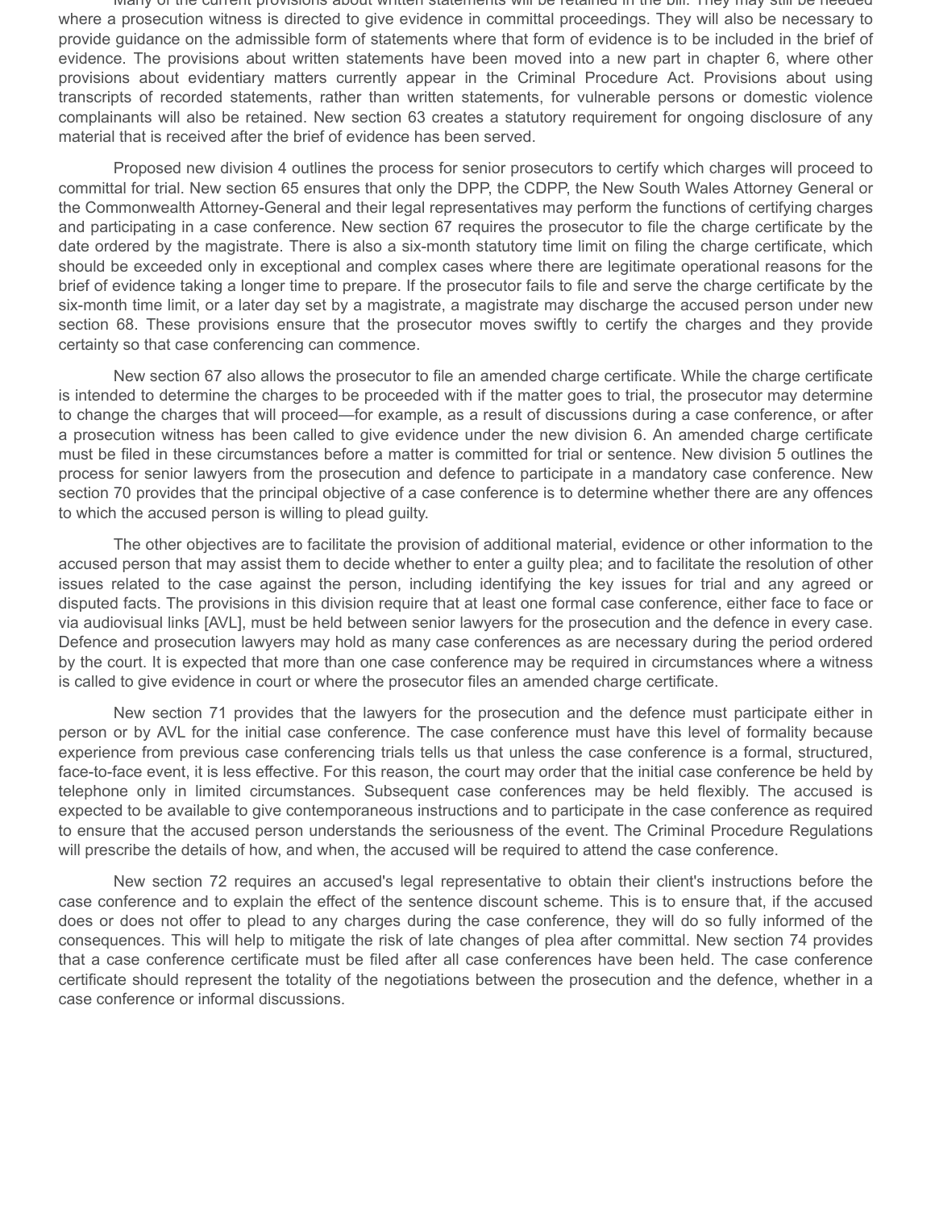Many of the current provisions about written statements will be retained in the bill. They may still be needed where a prosecution witness is directed to give evidence in committal proceedings. They will also be necessary to provide guidance on the admissible form of statements where that form of evidence is to be included in the brief of evidence. The provisions about written statements have been moved into a new part in chapter 6, where other provisions about evidentiary matters currently appear in the Criminal Procedure Act. Provisions about using transcripts of recorded statements, rather than written statements, for vulnerable persons or domestic violence complainants will also be retained. New section 63 creates a statutory requirement for ongoing disclosure of any material that is received after the brief of evidence has been served.

Proposed new division 4 outlines the process for senior prosecutors to certify which charges will proceed to committal for trial. New section 65 ensures that only the DPP, the CDPP, the New South Wales Attorney General or the Commonwealth Attorney-General and their legal representatives may perform the functions of certifying charges and participating in a case conference. New section 67 requires the prosecutor to file the charge certificate by the date ordered by the magistrate. There is also a six-month statutory time limit on filing the charge certificate, which should be exceeded only in exceptional and complex cases where there are legitimate operational reasons for the brief of evidence taking a longer time to prepare. If the prosecutor fails to file and serve the charge certificate by the six-month time limit, or a later day set by a magistrate, a magistrate may discharge the accused person under new section 68. These provisions ensure that the prosecutor moves swiftly to certify the charges and they provide certainty so that case conferencing can commence.

New section 67 also allows the prosecutor to file an amended charge certificate. While the charge certificate is intended to determine the charges to be proceeded with if the matter goes to trial, the prosecutor may determine to change the charges that will proceed—for example, as a result of discussions during a case conference, or after a prosecution witness has been called to give evidence under the new division 6. An amended charge certificate must be filed in these circumstances before a matter is committed for trial or sentence. New division 5 outlines the process for senior lawyers from the prosecution and defence to participate in a mandatory case conference. New section 70 provides that the principal objective of a case conference is to determine whether there are any offences to which the accused person is willing to plead guilty.

The other objectives are to facilitate the provision of additional material, evidence or other information to the accused person that may assist them to decide whether to enter a guilty plea; and to facilitate the resolution of other issues related to the case against the person, including identifying the key issues for trial and any agreed or disputed facts. The provisions in this division require that at least one formal case conference, either face to face or via audiovisual links [AVL], must be held between senior lawyers for the prosecution and the defence in every case. Defence and prosecution lawyers may hold as many case conferences as are necessary during the period ordered by the court. It is expected that more than one case conference may be required in circumstances where a witness is called to give evidence in court or where the prosecutor files an amended charge certificate.

New section 71 provides that the lawyers for the prosecution and the defence must participate either in person or by AVL for the initial case conference. The case conference must have this level of formality because experience from previous case conferencing trials tells us that unless the case conference is a formal, structured, face-to-face event, it is less effective. For this reason, the court may order that the initial case conference be held by telephone only in limited circumstances. Subsequent case conferences may be held flexibly. The accused is expected to be available to give contemporaneous instructions and to participate in the case conference as required to ensure that the accused person understands the seriousness of the event. The Criminal Procedure Regulations will prescribe the details of how, and when, the accused will be required to attend the case conference.

New section 72 requires an accused's legal representative to obtain their client's instructions before the case conference and to explain the effect of the sentence discount scheme. This is to ensure that, if the accused does or does not offer to plead to any charges during the case conference, they will do so fully informed of the consequences. This will help to mitigate the risk of late changes of plea after committal. New section 74 provides that a case conference certificate must be filed after all case conferences have been held. The case conference certificate should represent the totality of the negotiations between the prosecution and the defence, whether in a case conference or informal discussions.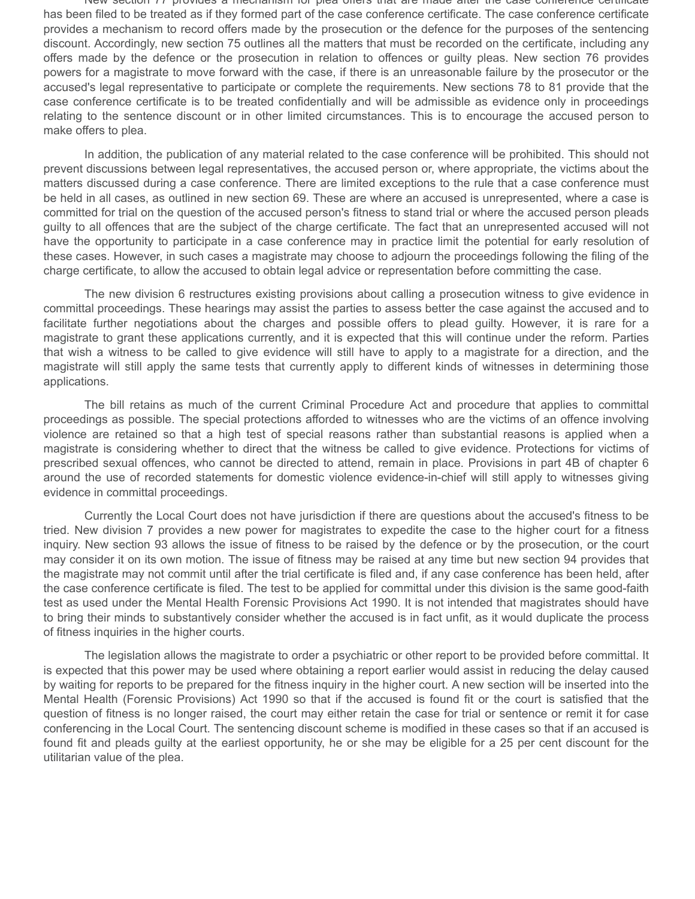New section 77 provides a mechanism for plea offers that are made after the case conference certificate has been filed to be treated as if they formed part of the case conference certificate. The case conference certificate provides a mechanism to record offers made by the prosecution or the defence for the purposes of the sentencing discount. Accordingly, new section 75 outlines all the matters that must be recorded on the certificate, including any offers made by the defence or the prosecution in relation to offences or guilty pleas. New section 76 provides powers for a magistrate to move forward with the case, if there is an unreasonable failure by the prosecutor or the accused's legal representative to participate or complete the requirements. New sections 78 to 81 provide that the case conference certificate is to be treated confidentially and will be admissible as evidence only in proceedings relating to the sentence discount or in other limited circumstances. This is to encourage the accused person to make offers to plea.

In addition, the publication of any material related to the case conference will be prohibited. This should not prevent discussions between legal representatives, the accused person or, where appropriate, the victims about the matters discussed during a case conference. There are limited exceptions to the rule that a case conference must be held in all cases, as outlined in new section 69. These are where an accused is unrepresented, where a case is committed for trial on the question of the accused person's fitness to stand trial or where the accused person pleads guilty to all offences that are the subject of the charge certificate. The fact that an unrepresented accused will not have the opportunity to participate in a case conference may in practice limit the potential for early resolution of these cases. However, in such cases a magistrate may choose to adjourn the proceedings following the filing of the charge certificate, to allow the accused to obtain legal advice or representation before committing the case.

The new division 6 restructures existing provisions about calling a prosecution witness to give evidence in committal proceedings. These hearings may assist the parties to assess better the case against the accused and to facilitate further negotiations about the charges and possible offers to plead guilty. However, it is rare for a magistrate to grant these applications currently, and it is expected that this will continue under the reform. Parties that wish a witness to be called to give evidence will still have to apply to a magistrate for a direction, and the magistrate will still apply the same tests that currently apply to different kinds of witnesses in determining those applications.

The bill retains as much of the current Criminal Procedure Act and procedure that applies to committal proceedings as possible. The special protections afforded to witnesses who are the victims of an offence involving violence are retained so that a high test of special reasons rather than substantial reasons is applied when a magistrate is considering whether to direct that the witness be called to give evidence. Protections for victims of prescribed sexual offences, who cannot be directed to attend, remain in place. Provisions in part 4B of chapter 6 around the use of recorded statements for domestic violence evidence-in-chief will still apply to witnesses giving evidence in committal proceedings.

Currently the Local Court does not have jurisdiction if there are questions about the accused's fitness to be tried. New division 7 provides a new power for magistrates to expedite the case to the higher court for a fitness inquiry. New section 93 allows the issue of fitness to be raised by the defence or by the prosecution, or the court may consider it on its own motion. The issue of fitness may be raised at any time but new section 94 provides that the magistrate may not commit until after the trial certificate is filed and, if any case conference has been held, after the case conference certificate is filed. The test to be applied for committal under this division is the same good-faith test as used under the Mental Health Forensic Provisions Act 1990. It is not intended that magistrates should have to bring their minds to substantively consider whether the accused is in fact unfit, as it would duplicate the process of fitness inquiries in the higher courts.

The legislation allows the magistrate to order a psychiatric or other report to be provided before committal. It is expected that this power may be used where obtaining a report earlier would assist in reducing the delay caused by waiting for reports to be prepared for the fitness inquiry in the higher court. A new section will be inserted into the Mental Health (Forensic Provisions) Act 1990 so that if the accused is found fit or the court is satisfied that the question of fitness is no longer raised, the court may either retain the case for trial or sentence or remit it for case conferencing in the Local Court. The sentencing discount scheme is modified in these cases so that if an accused is found fit and pleads guilty at the earliest opportunity, he or she may be eligible for a 25 per cent discount for the utilitarian value of the plea.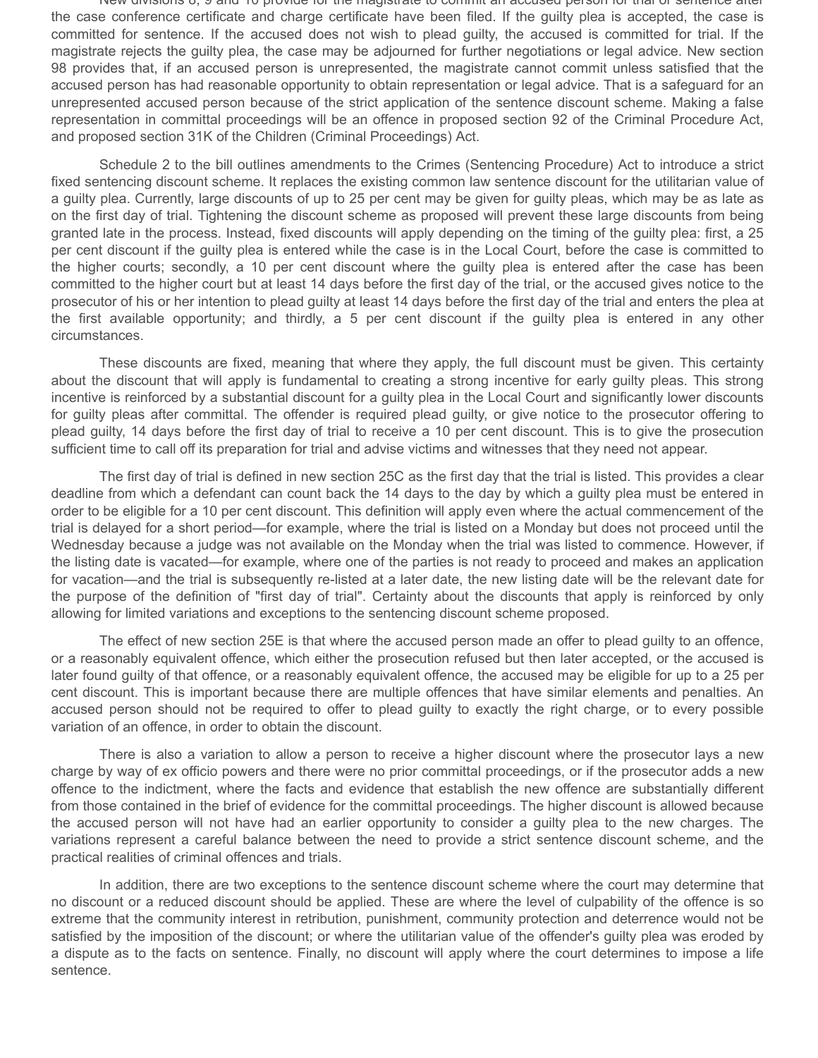New divisions 8, 9 and 10 provide for the magistrate to commit an accused person for trial or sentence after the case conference certificate and charge certificate have been filed. If the guilty plea is accepted, the case is committed for sentence. If the accused does not wish to plead guilty, the accused is committed for trial. If the magistrate rejects the guilty plea, the case may be adjourned for further negotiations or legal advice. New section 98 provides that, if an accused person is unrepresented, the magistrate cannot commit unless satisfied that the accused person has had reasonable opportunity to obtain representation or legal advice. That is a safeguard for an unrepresented accused person because of the strict application of the sentence discount scheme. Making a false representation in committal proceedings will be an offence in proposed section 92 of the Criminal Procedure Act, and proposed section 31K of the Children (Criminal Proceedings) Act.

Schedule 2 to the bill outlines amendments to the Crimes (Sentencing Procedure) Act to introduce a strict fixed sentencing discount scheme. It replaces the existing common law sentence discount for the utilitarian value of a guilty plea. Currently, large discounts of up to 25 per cent may be given for guilty pleas, which may be as late as on the first day of trial. Tightening the discount scheme as proposed will prevent these large discounts from being granted late in the process. Instead, fixed discounts will apply depending on the timing of the guilty plea: first, a 25 per cent discount if the guilty plea is entered while the case is in the Local Court, before the case is committed to the higher courts; secondly, a 10 per cent discount where the guilty plea is entered after the case has been committed to the higher court but at least 14 days before the first day of the trial, or the accused gives notice to the prosecutor of his or her intention to plead guilty at least 14 days before the first day of the trial and enters the plea at the first available opportunity; and thirdly, a 5 per cent discount if the guilty plea is entered in any other circumstances.

These discounts are fixed, meaning that where they apply, the full discount must be given. This certainty about the discount that will apply is fundamental to creating a strong incentive for early guilty pleas. This strong incentive is reinforced by a substantial discount for a guilty plea in the Local Court and significantly lower discounts for guilty pleas after committal. The offender is required plead guilty, or give notice to the prosecutor offering to plead guilty, 14 days before the first day of trial to receive a 10 per cent discount. This is to give the prosecution sufficient time to call off its preparation for trial and advise victims and witnesses that they need not appear.

The first day of trial is defined in new section 25C as the first day that the trial is listed. This provides a clear deadline from which a defendant can count back the 14 days to the day by which a guilty plea must be entered in order to be eligible for a 10 per cent discount. This definition will apply even where the actual commencement of the trial is delayed for a short period—for example, where the trial is listed on a Monday but does not proceed until the Wednesday because a judge was not available on the Monday when the trial was listed to commence. However, if the listing date is vacated—for example, where one of the parties is not ready to proceed and makes an application for vacation—and the trial is subsequently re-listed at a later date, the new listing date will be the relevant date for the purpose of the definition of "first day of trial". Certainty about the discounts that apply is reinforced by only allowing for limited variations and exceptions to the sentencing discount scheme proposed.

The effect of new section 25E is that where the accused person made an offer to plead guilty to an offence, or a reasonably equivalent offence, which either the prosecution refused but then later accepted, or the accused is later found guilty of that offence, or a reasonably equivalent offence, the accused may be eligible for up to a 25 per cent discount. This is important because there are multiple offences that have similar elements and penalties. An accused person should not be required to offer to plead guilty to exactly the right charge, or to every possible variation of an offence, in order to obtain the discount.

There is also a variation to allow a person to receive a higher discount where the prosecutor lays a new charge by way of ex officio powers and there were no prior committal proceedings, or if the prosecutor adds a new offence to the indictment, where the facts and evidence that establish the new offence are substantially different from those contained in the brief of evidence for the committal proceedings. The higher discount is allowed because the accused person will not have had an earlier opportunity to consider a guilty plea to the new charges. The variations represent a careful balance between the need to provide a strict sentence discount scheme, and the practical realities of criminal offences and trials.

In addition, there are two exceptions to the sentence discount scheme where the court may determine that no discount or a reduced discount should be applied. These are where the level of culpability of the offence is so extreme that the community interest in retribution, punishment, community protection and deterrence would not be satisfied by the imposition of the discount; or where the utilitarian value of the offender's guilty plea was eroded by a dispute as to the facts on sentence. Finally, no discount will apply where the court determines to impose a life sentence.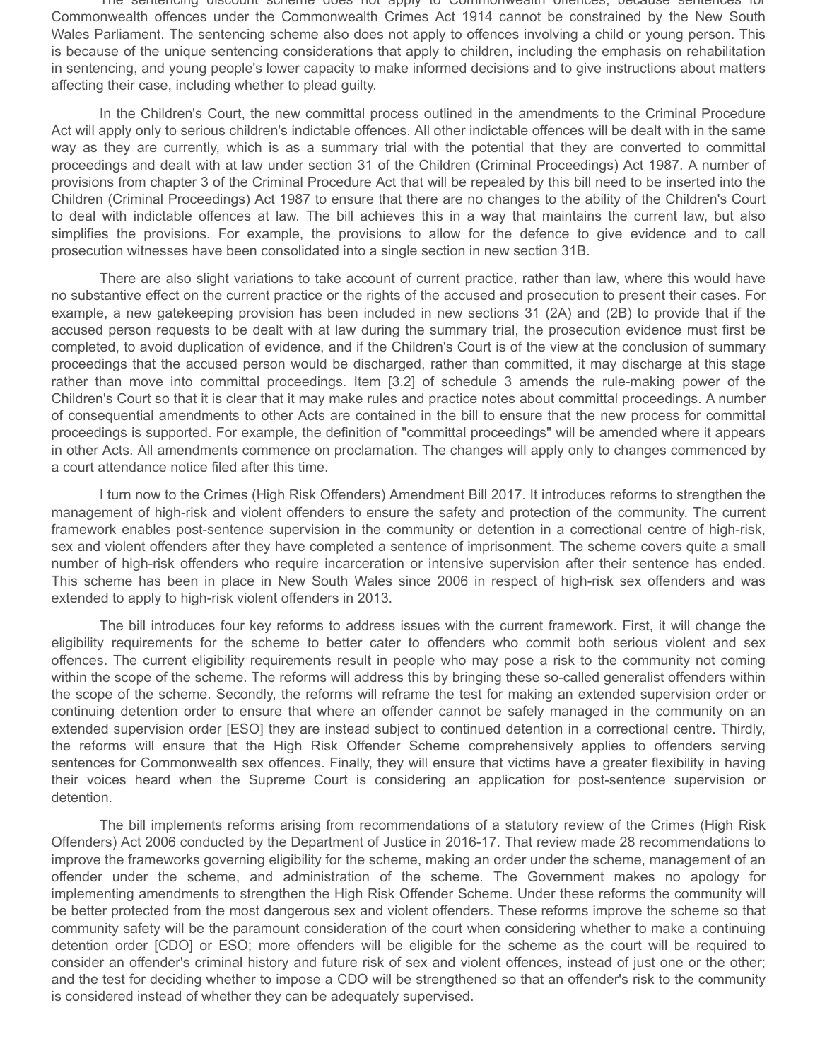The sentencing discount scheme does not apply to Commonwealth offences, because sentences for Commonwealth offences under the Commonwealth Crimes Act 1914 cannot be constrained by the New South Wales Parliament. The sentencing scheme also does not apply to offences involving a child or young person. This is because of the unique sentencing considerations that apply to children, including the emphasis on rehabilitation in sentencing, and young people's lower capacity to make informed decisions and to give instructions about matters affecting their case, including whether to plead guilty.

In the Children's Court, the new committal process outlined in the amendments to the Criminal Procedure Act will apply only to serious children's indictable offences. All other indictable offences will be dealt with in the same way as they are currently, which is as a summary trial with the potential that they are converted to committal proceedings and dealt with at law under section 31 of the Children (Criminal Proceedings) Act 1987. A number of provisions from chapter 3 of the Criminal Procedure Act that will be repealed by this bill need to be inserted into the Children (Criminal Proceedings) Act 1987 to ensure that there are no changes to the ability of the Children's Court to deal with indictable offences at law. The bill achieves this in a way that maintains the current law, but also simplifies the provisions. For example, the provisions to allow for the defence to give evidence and to call prosecution witnesses have been consolidated into a single section in new section 31B.

There are also slight variations to take account of current practice, rather than law, where this would have no substantive effect on the current practice or the rights of the accused and prosecution to present their cases. For example, a new gatekeeping provision has been included in new sections 31 (2A) and (2B) to provide that if the accused person requests to be dealt with at law during the summary trial, the prosecution evidence must first be completed, to avoid duplication of evidence, and if the Children's Court is of the view at the conclusion of summary proceedings that the accused person would be discharged, rather than committed, it may discharge at this stage rather than move into committal proceedings. Item [3.2] of schedule 3 amends the rule-making power of the Children's Court so that it is clear that it may make rules and practice notes about committal proceedings. A number of consequential amendments to other Acts are contained in the bill to ensure that the new process for committal proceedings is supported. For example, the definition of "committal proceedings" will be amended where it appears in other Acts. All amendments commence on proclamation. The changes will apply only to changes commenced by a court attendance notice filed after this time.

I turn now to the Crimes (High Risk Offenders) Amendment Bill 2017. It introduces reforms to strengthen the management of high-risk and violent offenders to ensure the safety and protection of the community. The current framework enables post-sentence supervision in the community or detention in a correctional centre of high-risk, sex and violent offenders after they have completed a sentence of imprisonment. The scheme covers quite a small number of high-risk offenders who require incarceration or intensive supervision after their sentence has ended. This scheme has been in place in New South Wales since 2006 in respect of high-risk sex offenders and was extended to apply to high-risk violent offenders in 2013.

The bill introduces four key reforms to address issues with the current framework. First, it will change the eligibility requirements for the scheme to better cater to offenders who commit both serious violent and sex offences. The current eligibility requirements result in people who may pose a risk to the community not coming within the scope of the scheme. The reforms will address this by bringing these so-called generalist offenders within the scope of the scheme. Secondly, the reforms will reframe the test for making an extended supervision order or continuing detention order to ensure that where an offender cannot be safely managed in the community on an extended supervision order [ESO] they are instead subject to continued detention in a correctional centre. Thirdly, the reforms will ensure that the High Risk Offender Scheme comprehensively applies to offenders serving sentences for Commonwealth sex offences. Finally, they will ensure that victims have a greater flexibility in having their voices heard when the Supreme Court is considering an application for post-sentence supervision or detention.

The bill implements reforms arising from recommendations of a statutory review of the Crimes (High Risk Offenders) Act 2006 conducted by the Department of Justice in 2016-17. That review made 28 recommendations to improve the frameworks governing eligibility for the scheme, making an order under the scheme, management of an offender under the scheme, and administration of the scheme. The Government makes no apology for implementing amendments to strengthen the High Risk Offender Scheme. Under these reforms the community will be better protected from the most dangerous sex and violent offenders. These reforms improve the scheme so that community safety will be the paramount consideration of the court when considering whether to make a continuing detention order [CDO] or ESO; more offenders will be eligible for the scheme as the court will be required to consider an offender's criminal history and future risk of sex and violent offences, instead of just one or the other; and the test for deciding whether to impose a CDO will be strengthened so that an offender's risk to the community is considered instead of whether they can be adequately supervised.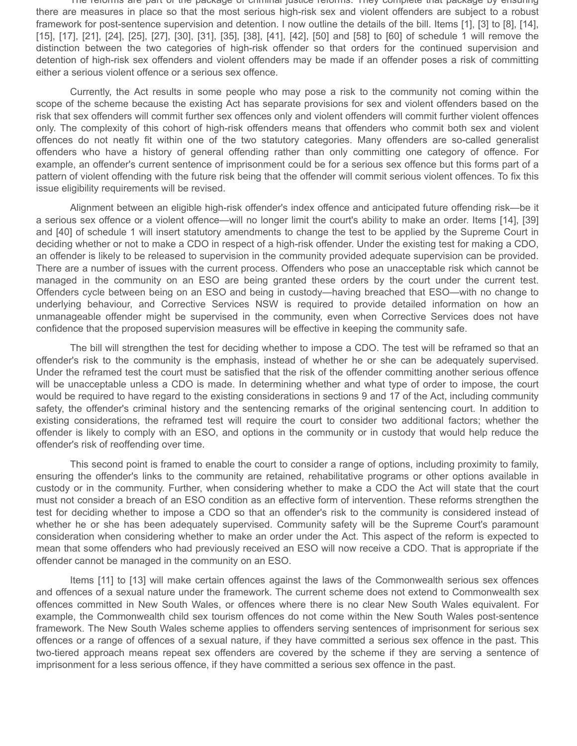The reforms are part of the package of criminal justice reforms. They complete that package by ensuring there are measures in place so that the most serious high-risk sex and violent offenders are subject to a robust framework for post-sentence supervision and detention. I now outline the details of the bill. Items [1], [3] to [8], [14], [15], [17], [21], [24], [25], [27], [30], [31], [35], [38], [41], [42], [50] and [58] to [60] of schedule 1 will remove the distinction between the two categories of high-risk offender so that orders for the continued supervision and detention of high-risk sex offenders and violent offenders may be made if an offender poses a risk of committing either a serious violent offence or a serious sex offence.

Currently, the Act results in some people who may pose a risk to the community not coming within the scope of the scheme because the existing Act has separate provisions for sex and violent offenders based on the risk that sex offenders will commit further sex offences only and violent offenders will commit further violent offences only. The complexity of this cohort of high-risk offenders means that offenders who commit both sex and violent offences do not neatly fit within one of the two statutory categories. Many offenders are so-called generalist offenders who have a history of general offending rather than only committing one category of offence. For example, an offender's current sentence of imprisonment could be for a serious sex offence but this forms part of a pattern of violent offending with the future risk being that the offender will commit serious violent offences. To fix this issue eligibility requirements will be revised.

Alignment between an eligible high-risk offender's index offence and anticipated future offending risk—be it a serious sex offence or a violent offence—will no longer limit the court's ability to make an order. Items [14], [39] and [40] of schedule 1 will insert statutory amendments to change the test to be applied by the Supreme Court in deciding whether or not to make a CDO in respect of a high-risk offender. Under the existing test for making a CDO, an offender is likely to be released to supervision in the community provided adequate supervision can be provided. There are a number of issues with the current process. Offenders who pose an unacceptable risk which cannot be managed in the community on an ESO are being granted these orders by the court under the current test. Offenders cycle between being on an ESO and being in custody—having breached that ESO—with no change to underlying behaviour, and Corrective Services NSW is required to provide detailed information on how an unmanageable offender might be supervised in the community, even when Corrective Services does not have confidence that the proposed supervision measures will be effective in keeping the community safe.

The bill will strengthen the test for deciding whether to impose a CDO. The test will be reframed so that an offender's risk to the community is the emphasis, instead of whether he or she can be adequately supervised. Under the reframed test the court must be satisfied that the risk of the offender committing another serious offence will be unacceptable unless a CDO is made. In determining whether and what type of order to impose, the court would be required to have regard to the existing considerations in sections 9 and 17 of the Act, including community safety, the offender's criminal history and the sentencing remarks of the original sentencing court. In addition to existing considerations, the reframed test will require the court to consider two additional factors; whether the offender is likely to comply with an ESO, and options in the community or in custody that would help reduce the offender's risk of reoffending over time.

This second point is framed to enable the court to consider a range of options, including proximity to family, ensuring the offender's links to the community are retained, rehabilitative programs or other options available in custody or in the community. Further, when considering whether to make a CDO the Act will state that the court must not consider a breach of an ESO condition as an effective form of intervention. These reforms strengthen the test for deciding whether to impose a CDO so that an offender's risk to the community is considered instead of whether he or she has been adequately supervised. Community safety will be the Supreme Court's paramount consideration when considering whether to make an order under the Act. This aspect of the reform is expected to mean that some offenders who had previously received an ESO will now receive a CDO. That is appropriate if the offender cannot be managed in the community on an ESO.

Items [11] to [13] will make certain offences against the laws of the Commonwealth serious sex offences and offences of a sexual nature under the framework. The current scheme does not extend to Commonwealth sex offences committed in New South Wales, or offences where there is no clear New South Wales equivalent. For example, the Commonwealth child sex tourism offences do not come within the New South Wales post-sentence framework. The New South Wales scheme applies to offenders serving sentences of imprisonment for serious sex offences or a range of offences of a sexual nature, if they have committed a serious sex offence in the past. This two-tiered approach means repeat sex offenders are covered by the scheme if they are serving a sentence of imprisonment for a less serious offence, if they have committed a serious sex offence in the past.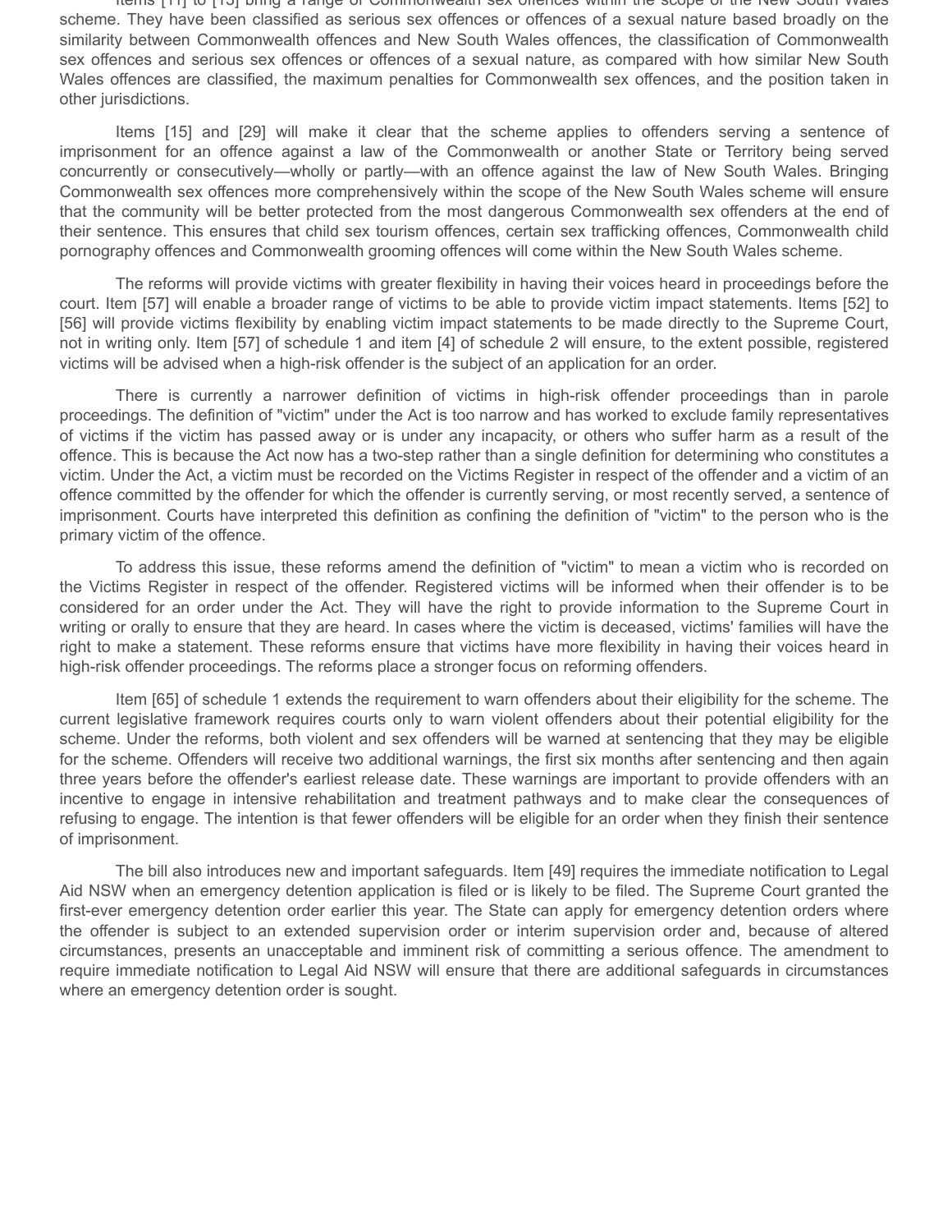Items [11] to [13] bring a range of Commonwealth sex offences within the scope of the New South Wales scheme. They have been classified as serious sex offences or offences of a sexual nature based broadly on the similarity between Commonwealth offences and New South Wales offences, the classification of Commonwealth sex offences and serious sex offences or offences of a sexual nature, as compared with how similar New South Wales offences are classified, the maximum penalties for Commonwealth sex offences, and the position taken in other jurisdictions.

Items [15] and [29] will make it clear that the scheme applies to offenders serving a sentence of imprisonment for an offence against a law of the Commonwealth or another State or Territory being served concurrently or consecutively—wholly or partly—with an offence against the law of New South Wales. Bringing Commonwealth sex offences more comprehensively within the scope of the New South Wales scheme will ensure that the community will be better protected from the most dangerous Commonwealth sex offenders at the end of their sentence. This ensures that child sex tourism offences, certain sex trafficking offences, Commonwealth child pornography offences and Commonwealth grooming offences will come within the New South Wales scheme.

The reforms will provide victims with greater flexibility in having their voices heard in proceedings before the court. Item [57] will enable a broader range of victims to be able to provide victim impact statements. Items [52] to [56] will provide victims flexibility by enabling victim impact statements to be made directly to the Supreme Court, not in writing only. Item [57] of schedule 1 and item [4] of schedule 2 will ensure, to the extent possible, registered victims will be advised when a high-risk offender is the subject of an application for an order.

There is currently a narrower definition of victims in high-risk offender proceedings than in parole proceedings. The definition of "victim" under the Act is too narrow and has worked to exclude family representatives of victims if the victim has passed away or is under any incapacity, or others who suffer harm as a result of the offence. This is because the Act now has a two-step rather than a single definition for determining who constitutes a victim. Under the Act, a victim must be recorded on the Victims Register in respect of the offender and a victim of an offence committed by the offender for which the offender is currently serving, or most recently served, a sentence of imprisonment. Courts have interpreted this definition as confining the definition of "victim" to the person who is the primary victim of the offence.

To address this issue, these reforms amend the definition of "victim" to mean a victim who is recorded on the Victims Register in respect of the offender. Registered victims will be informed when their offender is to be considered for an order under the Act. They will have the right to provide information to the Supreme Court in writing or orally to ensure that they are heard. In cases where the victim is deceased, victims' families will have the right to make a statement. These reforms ensure that victims have more flexibility in having their voices heard in high-risk offender proceedings. The reforms place a stronger focus on reforming offenders.

Item [65] of schedule 1 extends the requirement to warn offenders about their eligibility for the scheme. The current legislative framework requires courts only to warn violent offenders about their potential eligibility for the scheme. Under the reforms, both violent and sex offenders will be warned at sentencing that they may be eligible for the scheme. Offenders will receive two additional warnings, the first six months after sentencing and then again three years before the offender's earliest release date. These warnings are important to provide offenders with an incentive to engage in intensive rehabilitation and treatment pathways and to make clear the consequences of refusing to engage. The intention is that fewer offenders will be eligible for an order when they finish their sentence of imprisonment.

The bill also introduces new and important safeguards. Item [49] requires the immediate notification to Legal Aid NSW when an emergency detention application is filed or is likely to be filed. The Supreme Court granted the first-ever emergency detention order earlier this year. The State can apply for emergency detention orders where the offender is subject to an extended supervision order or interim supervision order and, because of altered circumstances, presents an unacceptable and imminent risk of committing a serious offence. The amendment to require immediate notification to Legal Aid NSW will ensure that there are additional safeguards in circumstances where an emergency detention order is sought.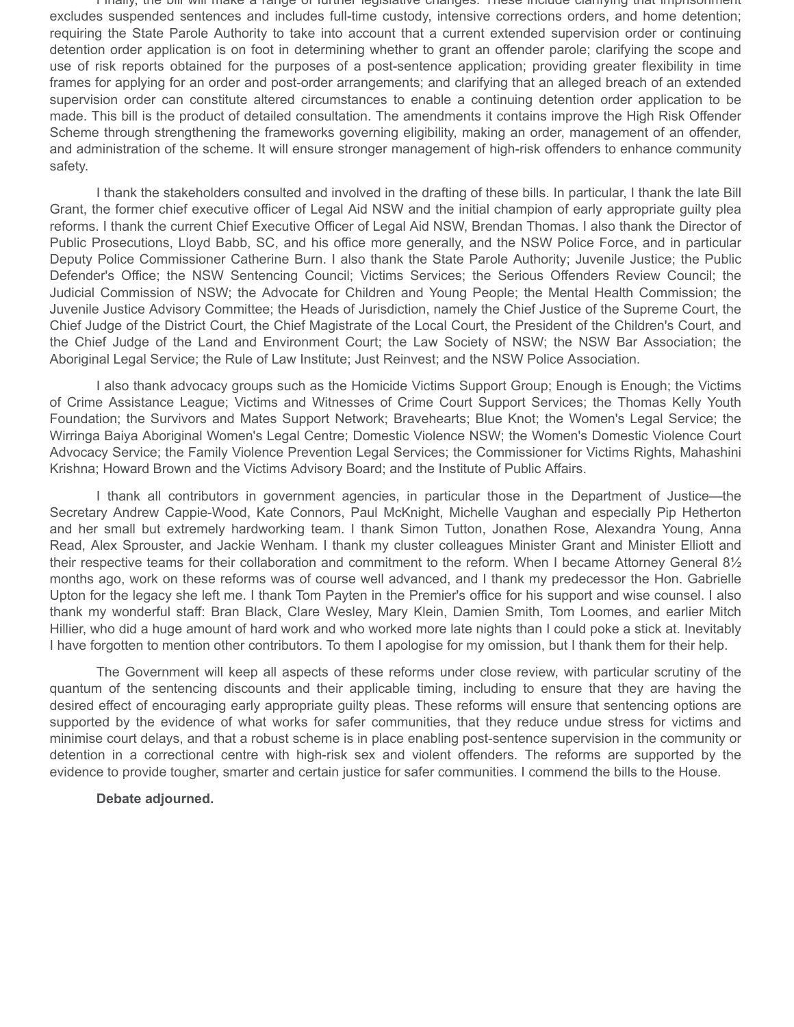Finally, the bill will make a range of further legislative changes. These include clarifying that imprisonment excludes suspended sentences and includes full-time custody, intensive corrections orders, and home detention; requiring the State Parole Authority to take into account that a current extended supervision order or continuing detention order application is on foot in determining whether to grant an offender parole; clarifying the scope and use of risk reports obtained for the purposes of a post-sentence application; providing greater flexibility in time frames for applying for an order and post-order arrangements; and clarifying that an alleged breach of an extended supervision order can constitute altered circumstances to enable a continuing detention order application to be made. This bill is the product of detailed consultation. The amendments it contains improve the High Risk Offender Scheme through strengthening the frameworks governing eligibility, making an order, management of an offender, and administration of the scheme. It will ensure stronger management of high-risk offenders to enhance community safety.

I thank the stakeholders consulted and involved in the drafting of these bills. In particular, I thank the late Bill Grant, the former chief executive officer of Legal Aid NSW and the initial champion of early appropriate guilty plea reforms. I thank the current Chief Executive Officer of Legal Aid NSW, Brendan Thomas. I also thank the Director of Public Prosecutions, Lloyd Babb, SC, and his office more generally, and the NSW Police Force, and in particular Deputy Police Commissioner Catherine Burn. I also thank the State Parole Authority; Juvenile Justice; the Public Defender's Office; the NSW Sentencing Council; Victims Services; the Serious Offenders Review Council; the Judicial Commission of NSW; the Advocate for Children and Young People; the Mental Health Commission; the Juvenile Justice Advisory Committee; the Heads of Jurisdiction, namely the Chief Justice of the Supreme Court, the Chief Judge of the District Court, the Chief Magistrate of the Local Court, the President of the Children's Court, and the Chief Judge of the Land and Environment Court; the Law Society of NSW; the NSW Bar Association; the Aboriginal Legal Service; the Rule of Law Institute; Just Reinvest; and the NSW Police Association.

I also thank advocacy groups such as the Homicide Victims Support Group; Enough is Enough; the Victims of Crime Assistance League; Victims and Witnesses of Crime Court Support Services; the Thomas Kelly Youth Foundation; the Survivors and Mates Support Network; Bravehearts; Blue Knot; the Women's Legal Service; the Wirringa Baiya Aboriginal Women's Legal Centre; Domestic Violence NSW; the Women's Domestic Violence Court Advocacy Service; the Family Violence Prevention Legal Services; the Commissioner for Victims Rights, Mahashini Krishna; Howard Brown and the Victims Advisory Board; and the Institute of Public Affairs.

I thank all contributors in government agencies, in particular those in the Department of Justice—the Secretary Andrew Cappie-Wood, Kate Connors, Paul McKnight, Michelle Vaughan and especially Pip Hetherton and her small but extremely hardworking team. I thank Simon Tutton, Jonathen Rose, Alexandra Young, Anna Read, Alex Sprouster, and Jackie Wenham. I thank my cluster colleagues Minister Grant and Minister Elliott and their respective teams for their collaboration and commitment to the reform. When I became Attorney General 8½ months ago, work on these reforms was of course well advanced, and I thank my predecessor the Hon. Gabrielle Upton for the legacy she left me. I thank Tom Payten in the Premier's office for his support and wise counsel. I also thank my wonderful staff: Bran Black, Clare Wesley, Mary Klein, Damien Smith, Tom Loomes, and earlier Mitch Hillier, who did a huge amount of hard work and who worked more late nights than I could poke a stick at. Inevitably I have forgotten to mention other contributors. To them I apologise for my omission, but I thank them for their help.

The Government will keep all aspects of these reforms under close review, with particular scrutiny of the quantum of the sentencing discounts and their applicable timing, including to ensure that they are having the desired effect of encouraging early appropriate guilty pleas. These reforms will ensure that sentencing options are supported by the evidence of what works for safer communities, that they reduce undue stress for victims and minimise court delays, and that a robust scheme is in place enabling post-sentence supervision in the community or detention in a correctional centre with high-risk sex and violent offenders. The reforms are supported by the evidence to provide tougher, smarter and certain justice for safer communities. I commend the bills to the House.

**Debate adjourned.**